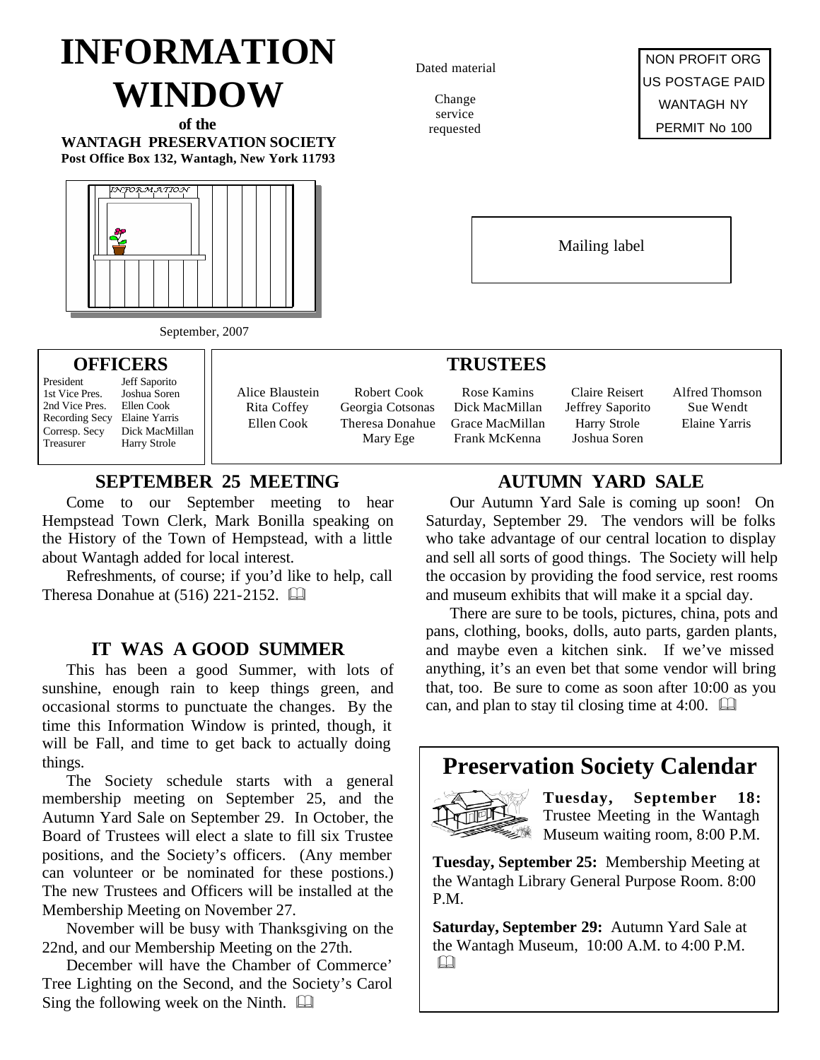# INFORMATION WINDOW

**of the**

**WANTAGH PRESERVATION SOCIETY**

**Post Office Box 132, Wantagh, New York 11793**

Dated material

Change service requested

NON PROFIT ORG
US POSTAGE PAID
WANTAGH NY
PERMIT No 100

Mailing label

September, 2007

## OFFICERS

| | |
|---|---|
| President | Jeff Saporito |
| 1st Vice Pres. | Joshua Soren |
| 2nd Vice Pres. | Ellen Cook |
| Recording Secy | Elaine Yarris |
| Corresp. Secy | Dick MacMillan |
| Treasurer | Harry Strole |

## TRUSTEES

| | | | | |
|---|---|---|---|---|
| Alice Blaustein | Robert Cook | Rose Kamins | Claire Reisert | Alfred Thomson |
| Rita Coffey | Georgia Cotsonas | Dick MacMillan | Jeffrey Saporito | Sue Wendt |
| Ellen Cook | Theresa Donahue | Grace MacMillan | Harry Strole | Elaine Yarris |
| | Mary Ege | Frank McKenna | Joshua Soren | |

## SEPTEMBER 25 MEETING

Come to our September meeting to hear Hempstead Town Clerk, Mark Bonilla speaking on the History of the Town of Hempstead, with a little about Wantagh added for local interest.

Refreshments, of course; if you'd like to help, call Theresa Donahue at (516) 221-2152. 🕮

## IT WAS A GOOD SUMMER

This has been a good Summer, with lots of sunshine, enough rain to keep things green, and occasional storms to punctuate the changes. By the time this Information Window is printed, though, it will be Fall, and time to get back to actually doing things.

The Society schedule starts with a general membership meeting on September 25, and the Autumn Yard Sale on September 29. In October, the Board of Trustees will elect a slate to fill six Trustee positions, and the Society's officers. (Any member can volunteer or be nominated for these postions.) The new Trustees and Officers will be installed at the Membership Meeting on November 27.

November will be busy with Thanksgiving on the 22nd, and our Membership Meeting on the 27th.

December will have the Chamber of Commerce' Tree Lighting on the Second, and the Society's Carol Sing the following week on the Ninth. 🕮

## AUTUMN YARD SALE

Our Autumn Yard Sale is coming up soon! On Saturday, September 29. The vendors will be folks who take advantage of our central location to display and sell all sorts of good things. The Society will help the occasion by providing the food service, rest rooms and museum exhibits that will make it a spcial day.

There are sure to be tools, pictures, china, pots and pans, clothing, books, dolls, auto parts, garden plants, and maybe even a kitchen sink. If we've missed anything, it's an even bet that some vendor will bring that, too. Be sure to come as soon after 10:00 as you can, and plan to stay til closing time at 4:00. 🕮

## Preservation Society Calendar

**Tuesday, September 18:** Trustee Meeting in the Wantagh Museum waiting room, 8:00 P.M.

**Tuesday, September 25:** Membership Meeting at the Wantagh Library General Purpose Room. 8:00 P.M.

**Saturday, September 29:** Autumn Yard Sale at the Wantagh Museum, 10:00 A.M. to 4:00 P.M. 🕮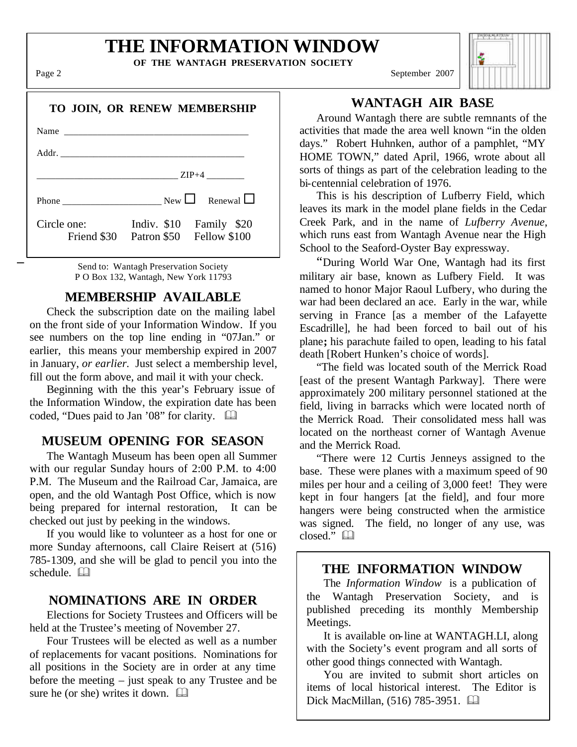# THE INFORMATION WINDOW

**OF THE WANTAGH PRESERVATION SOCIETY**

September 2007

## TO JOIN, OR RENEW MEMBERSHIP

Name ______________________________________

Addr. ______________________________________

____________________________ ZIP+4 ________

Phone ____________________ New ☐ Renewal ☐

Circle one: Indiv. $10 Family $20
Friend $30 Patron $50 Fellow $100

Send to: Wantagh Preservation Society
P O Box 132, Wantagh, New York 11793

## MEMBERSHIP AVAILABLE

Check the subscription date on the mailing label on the front side of your Information Window. If you see numbers on the top line ending in "07Jan." or earlier, this means your membership expired in 2007 in January, *or earlier.* Just select a membership level, fill out the form above, and mail it with your check.

Beginning with the this year's February issue of the Information Window, the expiration date has been coded, "Dues paid to Jan '08" for clarity. 🕮

## MUSEUM OPENING FOR SEASON

The Wantagh Museum has been open all Summer with our regular Sunday hours of 2:00 P.M. to 4:00 P.M. The Museum and the Railroad Car, Jamaica, are open, and the old Wantagh Post Office, which is now being prepared for internal restoration, It can be checked out just by peeking in the windows.

If you would like to volunteer as a host for one or more Sunday afternoons, call Claire Reisert at (516) 785-1309, and she will be glad to pencil you into the schedule. 🕮

## NOMINATIONS ARE IN ORDER

Elections for Society Trustees and Officers will be held at the Trustee's meeting of November 27.

Four Trustees will be elected as well as a number of replacements for vacant positions. Nominations for all positions in the Society are in order at any time before the meeting – just speak to any Trustee and be sure he (or she) writes it down. 🕮

## WANTAGH AIR BASE

Around Wantagh there are subtle remnants of the activities that made the area well known "in the olden days." Robert Huhnken, author of a pamphlet, "MY HOME TOWN," dated April, 1966, wrote about all sorts of things as part of the celebration leading to the bi-centennial celebration of 1976.

This is his description of Lufberry Field, which leaves its mark in the model plane fields in the Cedar Creek Park, and in the name of *Lufberry Avenue*, which runs east from Wantagh Avenue near the High School to the Seaford-Oyster Bay expressway.

"During World War One, Wantagh had its first military air base, known as Lufbery Field. It was named to honor Major Raoul Lufbery, who during the war had been declared an ace. Early in the war, while serving in France [as a member of the Lafayette Escadrille], he had been forced to bail out of his plane**;** his parachute failed to open, leading to his fatal death [Robert Hunken's choice of words].

"The field was located south of the Merrick Road [east of the present Wantagh Parkway]. There were approximately 200 military personnel stationed at the field, living in barracks which were located north of the Merrick Road. Their consolidated mess hall was located on the northeast corner of Wantagh Avenue and the Merrick Road.

"There were 12 Curtis Jenneys assigned to the base. These were planes with a maximum speed of 90 miles per hour and a ceiling of 3,000 feet! They were kept in four hangers [at the field], and four more hangers were being constructed when the armistice was signed. The field, no longer of any use, was closed." 🕮

## THE INFORMATION WINDOW

The *Information Window* is a publication of the Wantagh Preservation Society, and is published preceding its monthly Membership Meetings.

It is available on-line at WANTAGH.LI, along with the Society's event program and all sorts of other good things connected with Wantagh.

You are invited to submit short articles on items of local historical interest. The Editor is Dick MacMillan, (516) 785-3951. 🕮